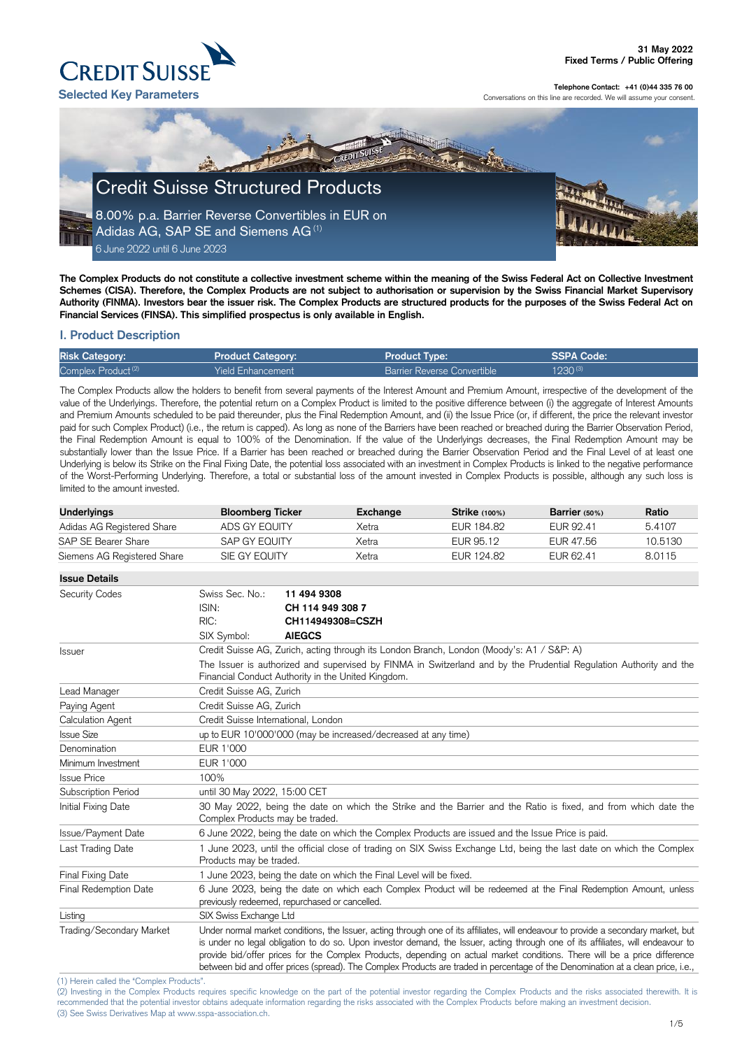31 May 2022
Fixed Terms / Public Offering

**CREDIT SUISSE**

**Selected Key Parameters**

**Telephone Contact: +41 (0)44 335 76 00**
Conversations on this line are recorded. We will assume your consent.

# Credit Suisse Structured Products

## 8.00% p.a. Barrier Reverse Convertibles in EUR on Adidas AG, SAP SE and Siemens AG [1]

6 June 2022 until 6 June 2023

**The Complex Products do not constitute a collective investment scheme within the meaning of the Swiss Federal Act on Collective Investment Schemes (CISA). Therefore, the Complex Products are not subject to authorisation or supervision by the Swiss Financial Market Supervisory Authority (FINMA). Investors bear the issuer risk. The Complex Products are structured products for the purposes of the Swiss Federal Act on Financial Services (FINSA). This simplified prospectus is only available in English.**

## I. Product Description

| Risk Category: | Product Category: | Product Type: | SSPA Code: |
|---|---|---|---|
| Complex Product [2] | Yield Enhancement | Barrier Reverse Convertible | 1230 [3] |

The Complex Products allow the holders to benefit from several payments of the Interest Amount and Premium Amount, irrespective of the development of the value of the Underlyings. Therefore, the potential return on a Complex Product is limited to the positive difference between (i) the aggregate of Interest Amounts and Premium Amounts scheduled to be paid thereunder, plus the Final Redemption Amount, and (ii) the Issue Price (or, if different, the price the relevant investor paid for such Complex Product) (i.e., the return is capped). As long as none of the Barriers have been reached or breached during the Barrier Observation Period, the Final Redemption Amount is equal to 100% of the Denomination. If the value of the Underlyings decreases, the Final Redemption Amount may be substantially lower than the Issue Price. If a Barrier has been reached or breached during the Barrier Observation Period and the Final Level of at least one Underlying is below its Strike on the Final Fixing Date, the potential loss associated with an investment in Complex Products is linked to the negative performance of the Worst-Performing Underlying. Therefore, a total or substantial loss of the amount invested in Complex Products is possible, although any such loss is limited to the amount invested.

| Underlyings | Bloomberg Ticker | Exchange | Strike (100%) | Barrier (50%) | Ratio |
|---|---|---|---|---|---|
| Adidas AG Registered Share | ADS GY EQUITY | Xetra | EUR 184.82 | EUR 92.41 | 5.4107 |
| SAP SE Bearer Share | SAP GY EQUITY | Xetra | EUR 95.12 | EUR 47.56 | 10.5130 |
| Siemens AG Registered Share | SIE GY EQUITY | Xetra | EUR 124.82 | EUR 62.41 | 8.0115 |

| Issue Details | |
|---|---|
| Security Codes | Swiss Sec. No.: **11 494 9308**<br>ISIN: **CH 114 949 308 7**<br>RIC: **CH114949308=CSZH**<br>SIX Symbol: **AIEGCS** |
| Issuer | Credit Suisse AG, Zurich, acting through its London Branch, London (Moody's: A1 / S&P: A)<br>The Issuer is authorized and supervised by FINMA in Switzerland and by the Prudential Regulation Authority and the Financial Conduct Authority in the United Kingdom. |
| Lead Manager | Credit Suisse AG, Zurich |
| Paying Agent | Credit Suisse AG, Zurich |
| Calculation Agent | Credit Suisse International, London |
| Issue Size | up to EUR 10'000'000 (may be increased/decreased at any time) |
| Denomination | EUR 1'000 |
| Minimum Investment | EUR 1'000 |
| Issue Price | 100% |
| Subscription Period | until 30 May 2022, 15:00 CET |
| Initial Fixing Date | 30 May 2022, being the date on which the Strike and the Barrier and the Ratio is fixed, and from which date the Complex Products may be traded. |
| Issue/Payment Date | 6 June 2022, being the date on which the Complex Products are issued and the Issue Price is paid. |
| Last Trading Date | 1 June 2023, until the official close of trading on SIX Swiss Exchange Ltd, being the last date on which the Complex Products may be traded. |
| Final Fixing Date | 1 June 2023, being the date on which the Final Level will be fixed. |
| Final Redemption Date | 6 June 2023, being the date on which each Complex Product will be redeemed at the Final Redemption Amount, unless previously redeemed, repurchased or cancelled. |
| Listing | SIX Swiss Exchange Ltd |
| Trading/Secondary Market | Under normal market conditions, the Issuer, acting through one of its affiliates, will endeavour to provide a secondary market, but is under no legal obligation to do so. Upon investor demand, the Issuer, acting through one of its affiliates, will endeavour to provide bid/offer prices for the Complex Products, depending on actual market conditions. There will be a price difference between bid and offer prices (spread). The Complex Products are traded in percentage of the Denomination at a clean price, i.e., |

(1) Herein called the "Complex Products".
(2) Investing in the Complex Products requires specific knowledge on the part of the potential investor regarding the Complex Products and the risks associated therewith. It is recommended that the potential investor obtains adequate information regarding the risks associated with the Complex Products before making an investment decision.
(3) See Swiss Derivatives Map at www.sspa-association.ch.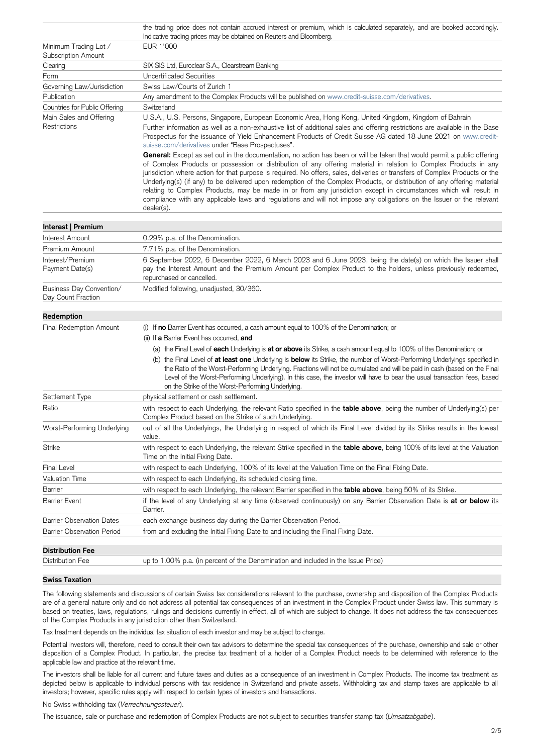| | |
|---|---|
| | the trading price does not contain accrued interest or premium, which is calculated separately, and are booked accordingly. Indicative trading prices may be obtained on Reuters and Bloomberg. |
| Minimum Trading Lot / Subscription Amount | EUR 1'000 |
| Clearing | SIX SIS Ltd, Euroclear S.A., Clearstream Banking |
| Form | Uncertificated Securities |
| Governing Law/Jurisdiction | Swiss Law/Courts of Zurich 1 |
| Publication | Any amendment to the Complex Products will be published on www.credit-suisse.com/derivatives. |
| Countries for Public Offering | Switzerland |
| Main Sales and Offering Restrictions | U.S.A., U.S. Persons, Singapore, European Economic Area, Hong Kong, United Kingdom, Kingdom of Bahrain<br>Further information as well as a non-exhaustive list of additional sales and offering restrictions are available in the Base Prospectus for the issuance of Yield Enhancement Products of Credit Suisse AG dated 18 June 2021 on www.credit-suisse.com/derivatives under "Base Prospectuses".<br>**General:** Except as set out in the documentation, no action has been or will be taken that would permit a public offering of Complex Products or possession or distribution of any offering material in relation to Complex Products in any jurisdiction where action for that purpose is required. No offers, sales, deliveries or transfers of Complex Products or the Underlying(s) (if any) to be delivered upon redemption of the Complex Products, or distribution of any offering material relating to Complex Products, may be made in or from any jurisdiction except in circumstances which will result in compliance with any applicable laws and regulations and will not impose any obligations on the Issuer or the relevant dealer(s). |

## Interest | Premium

| | |
|---|---|
| Interest Amount | 0.29% p.a. of the Denomination. |
| Premium Amount | 7.71% p.a. of the Denomination. |
| Interest/Premium Payment Date(s) | 6 September 2022, 6 December 2022, 6 March 2023 and 6 June 2023, being the date(s) on which the Issuer shall pay the Interest Amount and the Premium Amount per Complex Product to the holders, unless previously redeemed, repurchased or cancelled. |
| Business Day Convention/ Day Count Fraction | Modified following, unadjusted, 30/360. |

## Redemption

| | |
|---|---|
| Final Redemption Amount | (i) If **no** Barrier Event has occurred, a cash amount equal to 100% of the Denomination; or<br>(ii) If **a** Barrier Event has occurred, **and**<br>(a) the Final Level of **each** Underlying is **at or above** its Strike, a cash amount equal to 100% of the Denomination; or<br>(b) the Final Level of **at least one** Underlying is **below** its Strike, the number of Worst-Performing Underlyings specified in the Ratio of the Worst-Performing Underlying. Fractions will not be cumulated and will be paid in cash (based on the Final Level of the Worst-Performing Underlying). In this case, the investor will have to bear the usual transaction fees, based on the Strike of the Worst-Performing Underlying. |
| Settlement Type | physical settlement or cash settlement. |
| Ratio | with respect to each Underlying, the relevant Ratio specified in the **table above**, being the number of Underlying(s) per Complex Product based on the Strike of such Underlying. |
| Worst-Performing Underlying | out of all the Underlyings, the Underlying in respect of which its Final Level divided by its Strike results in the lowest value. |
| Strike | with respect to each Underlying, the relevant Strike specified in the **table above**, being 100% of its level at the Valuation Time on the Initial Fixing Date. |
| Final Level | with respect to each Underlying, 100% of its level at the Valuation Time on the Final Fixing Date. |
| Valuation Time | with respect to each Underlying, its scheduled closing time. |
| Barrier | with respect to each Underlying, the relevant Barrier specified in the **table above**, being 50% of its Strike. |
| Barrier Event | if the level of any Underlying at any time (observed continuously) on any Barrier Observation Date is **at or below** its Barrier. |
| Barrier Observation Dates | each exchange business day during the Barrier Observation Period. |
| Barrier Observation Period | from and excluding the Initial Fixing Date to and including the Final Fixing Date. |

## Distribution Fee

| | |
|---|---|
| Distribution Fee | up to 1.00% p.a. (in percent of the Denomination and included in the Issue Price) |

## Swiss Taxation

The following statements and discussions of certain Swiss tax considerations relevant to the purchase, ownership and disposition of the Complex Products are of a general nature only and do not address all potential tax consequences of an investment in the Complex Product under Swiss law. This summary is based on treaties, laws, regulations, rulings and decisions currently in effect, all of which are subject to change. It does not address the tax consequences of the Complex Products in any jurisdiction other than Switzerland.

Tax treatment depends on the individual tax situation of each investor and may be subject to change.

Potential investors will, therefore, need to consult their own tax advisors to determine the special tax consequences of the purchase, ownership and sale or other disposition of a Complex Product. In particular, the precise tax treatment of a holder of a Complex Product needs to be determined with reference to the applicable law and practice at the relevant time.

The investors shall be liable for all current and future taxes and duties as a consequence of an investment in Complex Products. The income tax treatment as depicted below is applicable to individual persons with tax residence in Switzerland and private assets. Withholding tax and stamp taxes are applicable to all investors; however, specific rules apply with respect to certain types of investors and transactions.

No Swiss withholding tax (*Verrechnungssteuer*).

The issuance, sale or purchase and redemption of Complex Products are not subject to securities transfer stamp tax (*Umsatzabgabe*).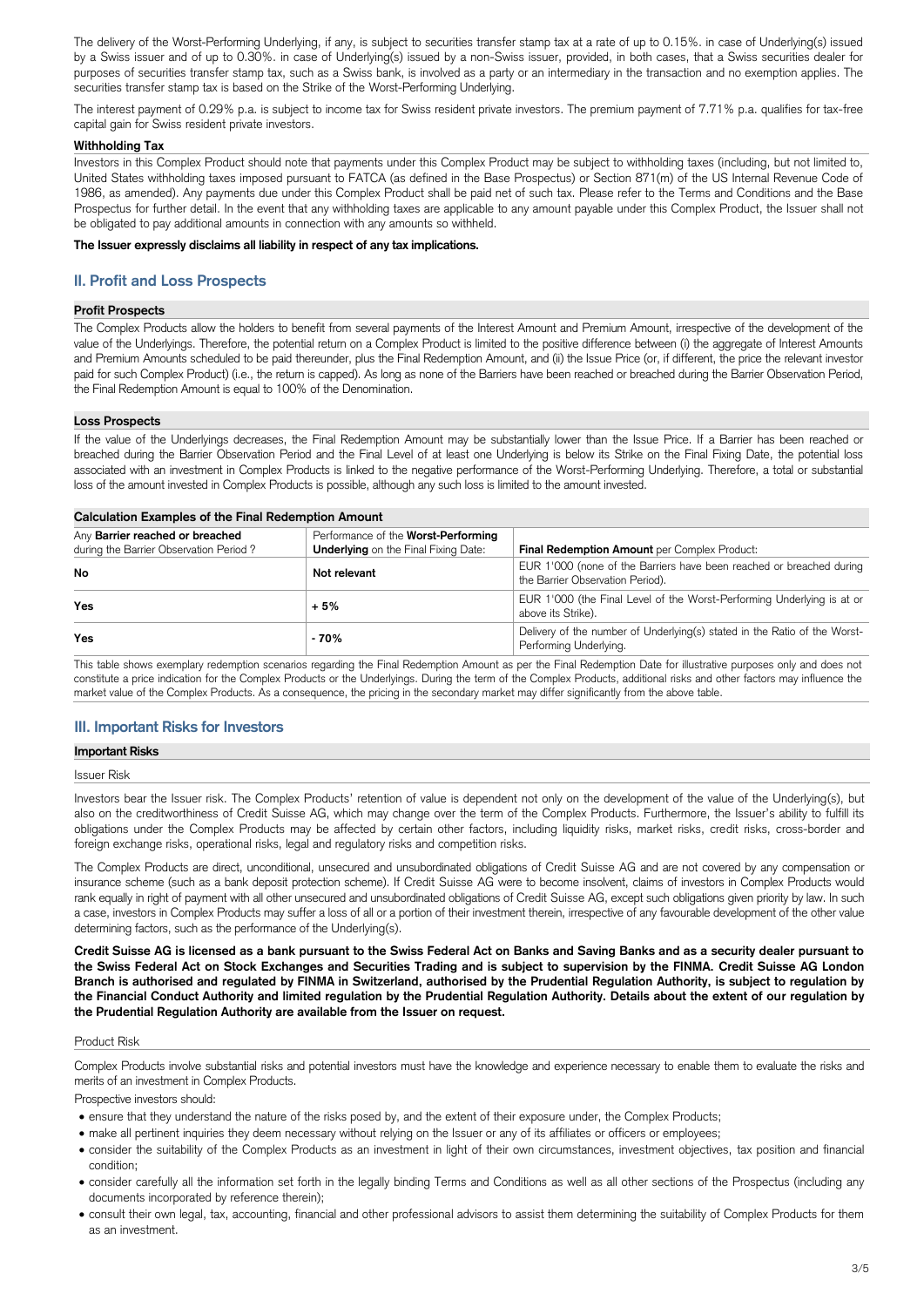The delivery of the Worst-Performing Underlying, if any, is subject to securities transfer stamp tax at a rate of up to 0.15%. in case of Underlying(s) issued by a Swiss issuer and of up to 0.30%. in case of Underlying(s) issued by a non-Swiss issuer, provided, in both cases, that a Swiss securities dealer for purposes of securities transfer stamp tax, such as a Swiss bank, is involved as a party or an intermediary in the transaction and no exemption applies. The securities transfer stamp tax is based on the Strike of the Worst-Performing Underlying.

The interest payment of 0.29% p.a. is subject to income tax for Swiss resident private investors. The premium payment of 7.71% p.a. qualifies for tax-free capital gain for Swiss resident private investors.

**Withholding Tax**

Investors in this Complex Product should note that payments under this Complex Product may be subject to withholding taxes (including, but not limited to, United States withholding taxes imposed pursuant to FATCA (as defined in the Base Prospectus) or Section 871(m) of the US Internal Revenue Code of 1986, as amended). Any payments due under this Complex Product shall be paid net of such tax. Please refer to the Terms and Conditions and the Base Prospectus for further detail. In the event that any withholding taxes are applicable to any amount payable under this Complex Product, the Issuer shall not be obligated to pay additional amounts in connection with any amounts so withheld.

**The Issuer expressly disclaims all liability in respect of any tax implications.**

## II. Profit and Loss Prospects

**Profit Prospects**

The Complex Products allow the holders to benefit from several payments of the Interest Amount and Premium Amount, irrespective of the development of the value of the Underlyings. Therefore, the potential return on a Complex Product is limited to the positive difference between (i) the aggregate of Interest Amounts and Premium Amounts scheduled to be paid thereunder, plus the Final Redemption Amount, and (ii) the Issue Price (or, if different, the price the relevant investor paid for such Complex Product) (i.e., the return is capped). As long as none of the Barriers have been reached or breached during the Barrier Observation Period, the Final Redemption Amount is equal to 100% of the Denomination.

**Loss Prospects**

If the value of the Underlyings decreases, the Final Redemption Amount may be substantially lower than the Issue Price. If a Barrier has been reached or breached during the Barrier Observation Period and the Final Level of at least one Underlying is below its Strike on the Final Fixing Date, the potential loss associated with an investment in Complex Products is linked to the negative performance of the Worst-Performing Underlying. Therefore, a total or substantial loss of the amount invested in Complex Products is possible, although any such loss is limited to the amount invested.

**Calculation Examples of the Final Redemption Amount**

| Any **Barrier reached or breached** during the Barrier Observation Period ? | Performance of the **Worst-Performing Underlying** on the Final Fixing Date: | **Final Redemption Amount** per Complex Product: |
|---|---|---|
| **No** | **Not relevant** | EUR 1'000 (none of the Barriers have been reached or breached during the Barrier Observation Period). |
| **Yes** | **+ 5%** | EUR 1'000 (the Final Level of the Worst-Performing Underlying is at or above its Strike). |
| **Yes** | **- 70%** | Delivery of the number of Underlying(s) stated in the Ratio of the Worst-Performing Underlying. |

This table shows exemplary redemption scenarios regarding the Final Redemption Amount as per the Final Redemption Date for illustrative purposes only and does not constitute a price indication for the Complex Products or the Underlyings. During the term of the Complex Products, additional risks and other factors may influence the market value of the Complex Products. As a consequence, the pricing in the secondary market may differ significantly from the above table.

## III. Important Risks for Investors

**Important Risks**

Issuer Risk

Investors bear the Issuer risk. The Complex Products' retention of value is dependent not only on the development of the value of the Underlying(s), but also on the creditworthiness of Credit Suisse AG, which may change over the term of the Complex Products. Furthermore, the Issuer's ability to fulfill its obligations under the Complex Products may be affected by certain other factors, including liquidity risks, market risks, credit risks, cross-border and foreign exchange risks, operational risks, legal and regulatory risks and competition risks.

The Complex Products are direct, unconditional, unsecured and unsubordinated obligations of Credit Suisse AG and are not covered by any compensation or insurance scheme (such as a bank deposit protection scheme). If Credit Suisse AG were to become insolvent, claims of investors in Complex Products would rank equally in right of payment with all other unsecured and unsubordinated obligations of Credit Suisse AG, except such obligations given priority by law. In such a case, investors in Complex Products may suffer a loss of all or a portion of their investment therein, irrespective of any favourable development of the other value determining factors, such as the performance of the Underlying(s).

**Credit Suisse AG is licensed as a bank pursuant to the Swiss Federal Act on Banks and Saving Banks and as a security dealer pursuant to the Swiss Federal Act on Stock Exchanges and Securities Trading and is subject to supervision by the FINMA. Credit Suisse AG London Branch is authorised and regulated by FINMA in Switzerland, authorised by the Prudential Regulation Authority, is subject to regulation by the Financial Conduct Authority and limited regulation by the Prudential Regulation Authority. Details about the extent of our regulation by the Prudential Regulation Authority are available from the Issuer on request.**

Product Risk

Complex Products involve substantial risks and potential investors must have the knowledge and experience necessary to enable them to evaluate the risks and merits of an investment in Complex Products.

Prospective investors should:

- ensure that they understand the nature of the risks posed by, and the extent of their exposure under, the Complex Products;
- make all pertinent inquiries they deem necessary without relying on the Issuer or any of its affiliates or officers or employees;
- consider the suitability of the Complex Products as an investment in light of their own circumstances, investment objectives, tax position and financial condition;
- consider carefully all the information set forth in the legally binding Terms and Conditions as well as all other sections of the Prospectus (including any documents incorporated by reference therein);
- consult their own legal, tax, accounting, financial and other professional advisors to assist them determining the suitability of Complex Products for them as an investment.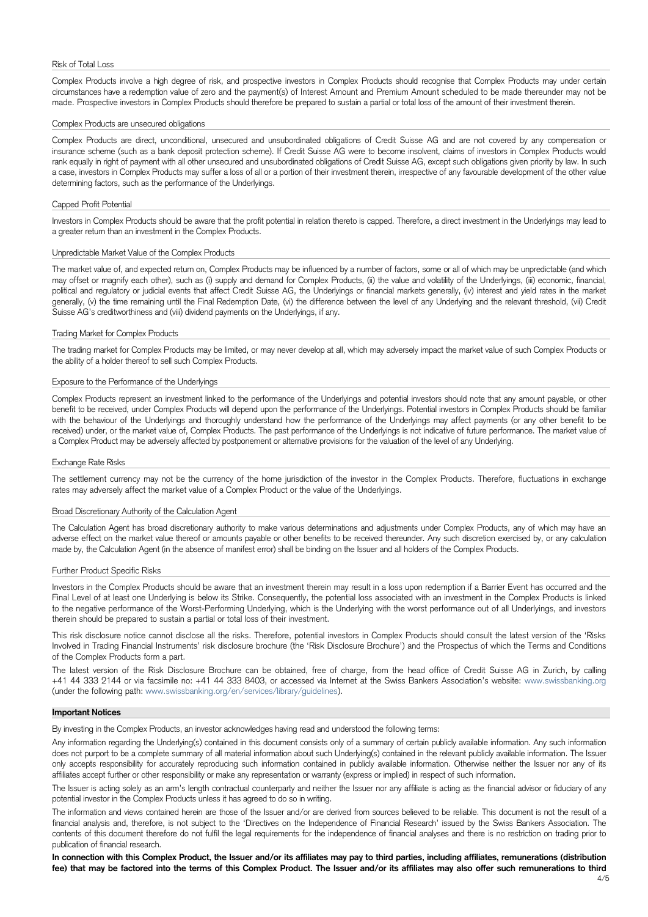### Risk of Total Loss

Complex Products involve a high degree of risk, and prospective investors in Complex Products should recognise that Complex Products may under certain circumstances have a redemption value of zero and the payment(s) of Interest Amount and Premium Amount scheduled to be made thereunder may not be made. Prospective investors in Complex Products should therefore be prepared to sustain a partial or total loss of the amount of their investment therein.

### Complex Products are unsecured obligations

Complex Products are direct, unconditional, unsecured and unsubordinated obligations of Credit Suisse AG and are not covered by any compensation or insurance scheme (such as a bank deposit protection scheme). If Credit Suisse AG were to become insolvent, claims of investors in Complex Products would rank equally in right of payment with all other unsecured and unsubordinated obligations of Credit Suisse AG, except such obligations given priority by law. In such a case, investors in Complex Products may suffer a loss of all or a portion of their investment therein, irrespective of any favourable development of the other value determining factors, such as the performance of the Underlyings.

### Capped Profit Potential

Investors in Complex Products should be aware that the profit potential in relation thereto is capped. Therefore, a direct investment in the Underlyings may lead to a greater return than an investment in the Complex Products.

### Unpredictable Market Value of the Complex Products

The market value of, and expected return on, Complex Products may be influenced by a number of factors, some or all of which may be unpredictable (and which may offset or magnify each other), such as (i) supply and demand for Complex Products, (ii) the value and volatility of the Underlyings, (iii) economic, financial, political and regulatory or judicial events that affect Credit Suisse AG, the Underlyings or financial markets generally, (iv) interest and yield rates in the market generally, (v) the time remaining until the Final Redemption Date, (vi) the difference between the level of any Underlying and the relevant threshold, (vii) Credit Suisse AG's creditworthiness and (viii) dividend payments on the Underlyings, if any.

### Trading Market for Complex Products

The trading market for Complex Products may be limited, or may never develop at all, which may adversely impact the market value of such Complex Products or the ability of a holder thereof to sell such Complex Products.

### Exposure to the Performance of the Underlyings

Complex Products represent an investment linked to the performance of the Underlyings and potential investors should note that any amount payable, or other benefit to be received, under Complex Products will depend upon the performance of the Underlyings. Potential investors in Complex Products should be familiar with the behaviour of the Underlyings and thoroughly understand how the performance of the Underlyings may affect payments (or any other benefit to be received) under, or the market value of, Complex Products. The past performance of the Underlyings is not indicative of future performance. The market value of a Complex Product may be adversely affected by postponement or alternative provisions for the valuation of the level of any Underlying.

### Exchange Rate Risks

The settlement currency may not be the currency of the home jurisdiction of the investor in the Complex Products. Therefore, fluctuations in exchange rates may adversely affect the market value of a Complex Product or the value of the Underlyings.

### Broad Discretionary Authority of the Calculation Agent

The Calculation Agent has broad discretionary authority to make various determinations and adjustments under Complex Products, any of which may have an adverse effect on the market value thereof or amounts payable or other benefits to be received thereunder. Any such discretion exercised by, or any calculation made by, the Calculation Agent (in the absence of manifest error) shall be binding on the Issuer and all holders of the Complex Products.

### Further Product Specific Risks

Investors in the Complex Products should be aware that an investment therein may result in a loss upon redemption if a Barrier Event has occurred and the Final Level of at least one Underlying is below its Strike. Consequently, the potential loss associated with an investment in the Complex Products is linked to the negative performance of the Worst-Performing Underlying, which is the Underlying with the worst performance out of all Underlyings, and investors therein should be prepared to sustain a partial or total loss of their investment.

This risk disclosure notice cannot disclose all the risks. Therefore, potential investors in Complex Products should consult the latest version of the 'Risks Involved in Trading Financial Instruments' risk disclosure brochure (the 'Risk Disclosure Brochure') and the Prospectus of which the Terms and Conditions of the Complex Products form a part.

The latest version of the Risk Disclosure Brochure can be obtained, free of charge, from the head office of Credit Suisse AG in Zurich, by calling +41 44 333 2144 or via facsimile no: +41 44 333 8403, or accessed via Internet at the Swiss Bankers Association's website: www.swissbanking.org (under the following path: www.swissbanking.org/en/services/library/guidelines).

## Important Notices

By investing in the Complex Products, an investor acknowledges having read and understood the following terms:

Any information regarding the Underlying(s) contained in this document consists only of a summary of certain publicly available information. Any such information does not purport to be a complete summary of all material information about such Underlying(s) contained in the relevant publicly available information. The Issuer only accepts responsibility for accurately reproducing such information contained in publicly available information. Otherwise neither the Issuer nor any of its affiliates accept further or other responsibility or make any representation or warranty (express or implied) in respect of such information.

The Issuer is acting solely as an arm's length contractual counterparty and neither the Issuer nor any affiliate is acting as the financial advisor or fiduciary of any potential investor in the Complex Products unless it has agreed to do so in writing.

The information and views contained herein are those of the Issuer and/or are derived from sources believed to be reliable. This document is not the result of a financial analysis and, therefore, is not subject to the 'Directives on the Independence of Financial Research' issued by the Swiss Bankers Association. The contents of this document therefore do not fulfil the legal requirements for the independence of financial analyses and there is no restriction on trading prior to publication of financial research.

**In connection with this Complex Product, the Issuer and/or its affiliates may pay to third parties, including affiliates, remunerations (distribution fee) that may be factored into the terms of this Complex Product. The Issuer and/or its affiliates may also offer such remunerations to third**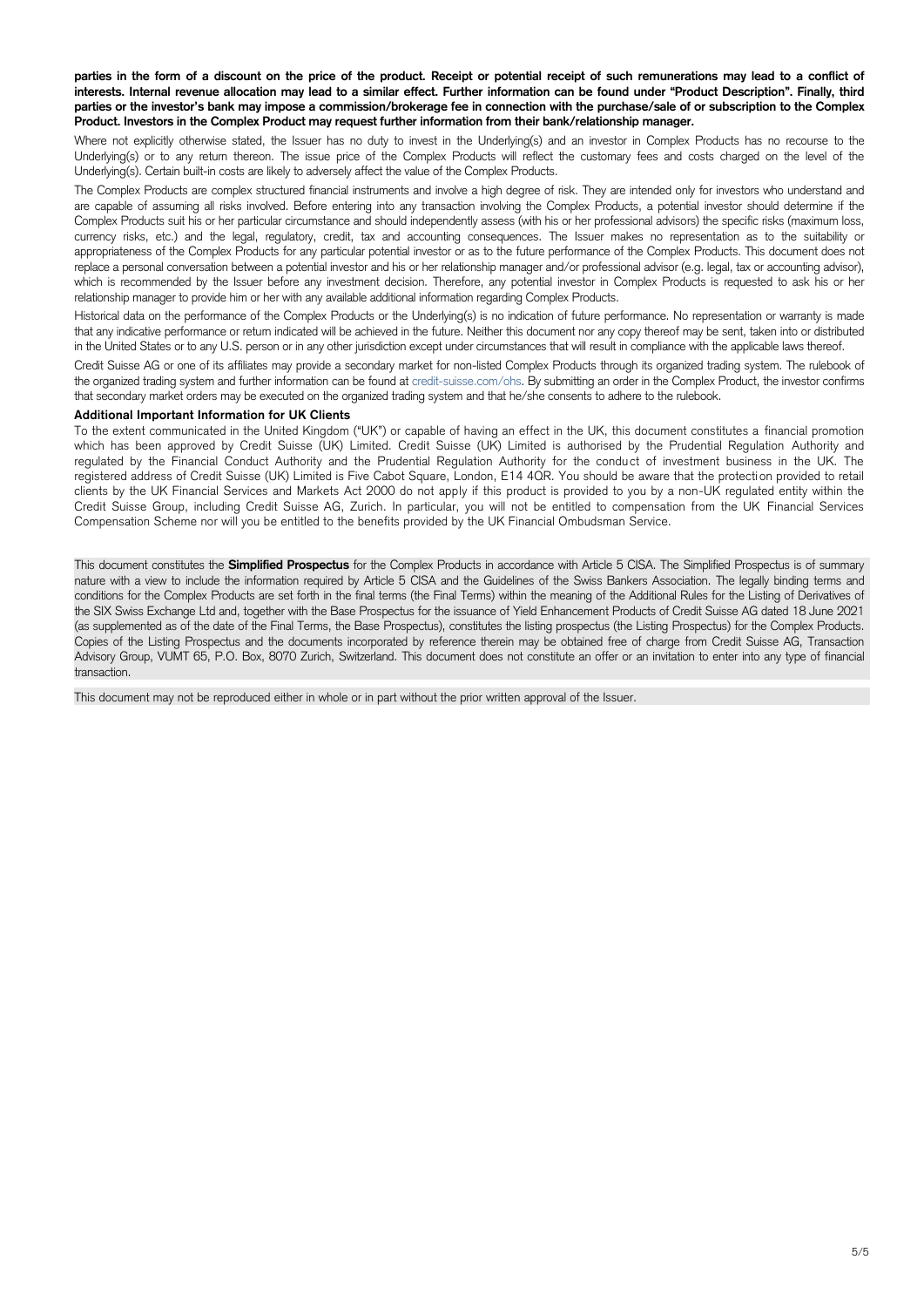**parties in the form of a discount on the price of the product. Receipt or potential receipt of such remunerations may lead to a conflict of interests. Internal revenue allocation may lead to a similar effect. Further information can be found under "Product Description". Finally, third parties or the investor's bank may impose a commission/brokerage fee in connection with the purchase/sale of or subscription to the Complex Product. Investors in the Complex Product may request further information from their bank/relationship manager.**

Where not explicitly otherwise stated, the Issuer has no duty to invest in the Underlying(s) and an investor in Complex Products has no recourse to the Underlying(s) or to any return thereon. The issue price of the Complex Products will reflect the customary fees and costs charged on the level of the Underlying(s). Certain built-in costs are likely to adversely affect the value of the Complex Products.

The Complex Products are complex structured financial instruments and involve a high degree of risk. They are intended only for investors who understand and are capable of assuming all risks involved. Before entering into any transaction involving the Complex Products, a potential investor should determine if the Complex Products suit his or her particular circumstance and should independently assess (with his or her professional advisors) the specific risks (maximum loss, currency risks, etc.) and the legal, regulatory, credit, tax and accounting consequences. The Issuer makes no representation as to the suitability or appropriateness of the Complex Products for any particular potential investor or as to the future performance of the Complex Products. This document does not replace a personal conversation between a potential investor and his or her relationship manager and/or professional advisor (e.g. legal, tax or accounting advisor), which is recommended by the Issuer before any investment decision. Therefore, any potential investor in Complex Products is requested to ask his or her relationship manager to provide him or her with any available additional information regarding Complex Products.

Historical data on the performance of the Complex Products or the Underlying(s) is no indication of future performance. No representation or warranty is made that any indicative performance or return indicated will be achieved in the future. Neither this document nor any copy thereof may be sent, taken into or distributed in the United States or to any U.S. person or in any other jurisdiction except under circumstances that will result in compliance with the applicable laws thereof.

Credit Suisse AG or one of its affiliates may provide a secondary market for non-listed Complex Products through its organized trading system. The rulebook of the organized trading system and further information can be found at credit-suisse.com/ohs. By submitting an order in the Complex Product, the investor confirms that secondary market orders may be executed on the organized trading system and that he/she consents to adhere to the rulebook.

**Additional Important Information for UK Clients**

To the extent communicated in the United Kingdom ("UK") or capable of having an effect in the UK, this document constitutes a financial promotion which has been approved by Credit Suisse (UK) Limited. Credit Suisse (UK) Limited is authorised by the Prudential Regulation Authority and regulated by the Financial Conduct Authority and the Prudential Regulation Authority for the conduct of investment business in the UK. The registered address of Credit Suisse (UK) Limited is Five Cabot Square, London, E14 4QR. You should be aware that the protection provided to retail clients by the UK Financial Services and Markets Act 2000 do not apply if this product is provided to you by a non-UK regulated entity within the Credit Suisse Group, including Credit Suisse AG, Zurich. In particular, you will not be entitled to compensation from the UK Financial Services Compensation Scheme nor will you be entitled to the benefits provided by the UK Financial Ombudsman Service.

This document constitutes the **Simplified Prospectus** for the Complex Products in accordance with Article 5 CISA. The Simplified Prospectus is of summary nature with a view to include the information required by Article 5 CISA and the Guidelines of the Swiss Bankers Association. The legally binding terms and conditions for the Complex Products are set forth in the final terms (the Final Terms) within the meaning of the Additional Rules for the Listing of Derivatives of the SIX Swiss Exchange Ltd and, together with the Base Prospectus for the issuance of Yield Enhancement Products of Credit Suisse AG dated 18 June 2021 (as supplemented as of the date of the Final Terms, the Base Prospectus), constitutes the listing prospectus (the Listing Prospectus) for the Complex Products. Copies of the Listing Prospectus and the documents incorporated by reference therein may be obtained free of charge from Credit Suisse AG, Transaction Advisory Group, VUMT 65, P.O. Box, 8070 Zurich, Switzerland. This document does not constitute an offer or an invitation to enter into any type of financial transaction.

This document may not be reproduced either in whole or in part without the prior written approval of the Issuer.